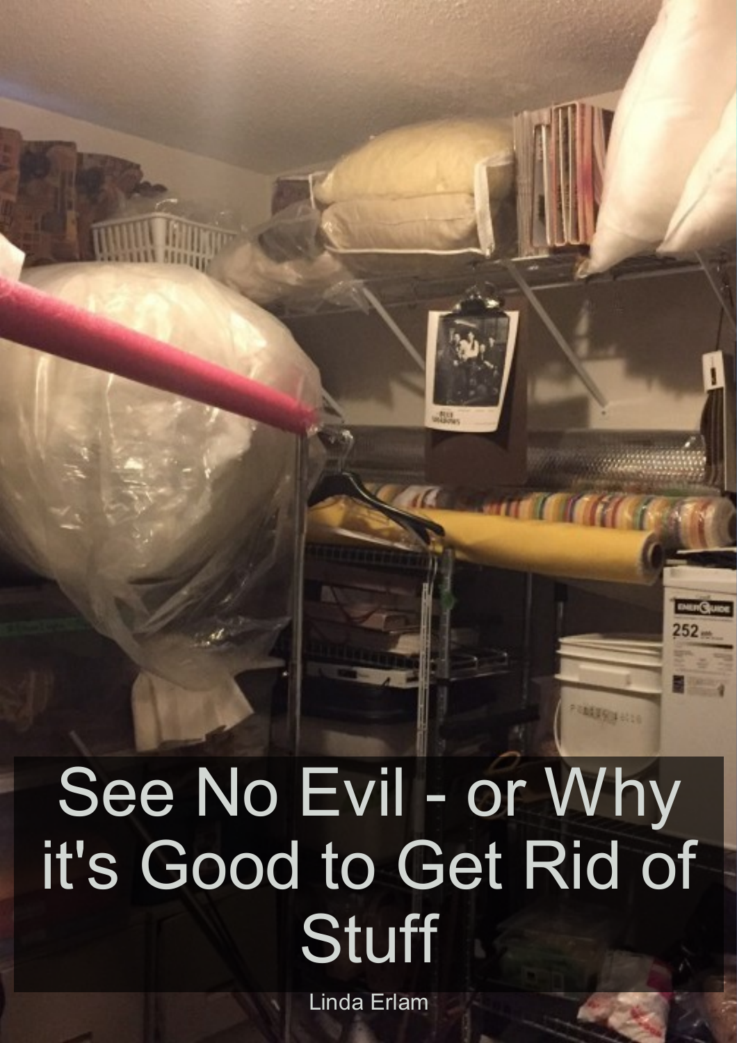# See No Evil - or Why it's Good to Get Rid of Stuff

Linda Erlam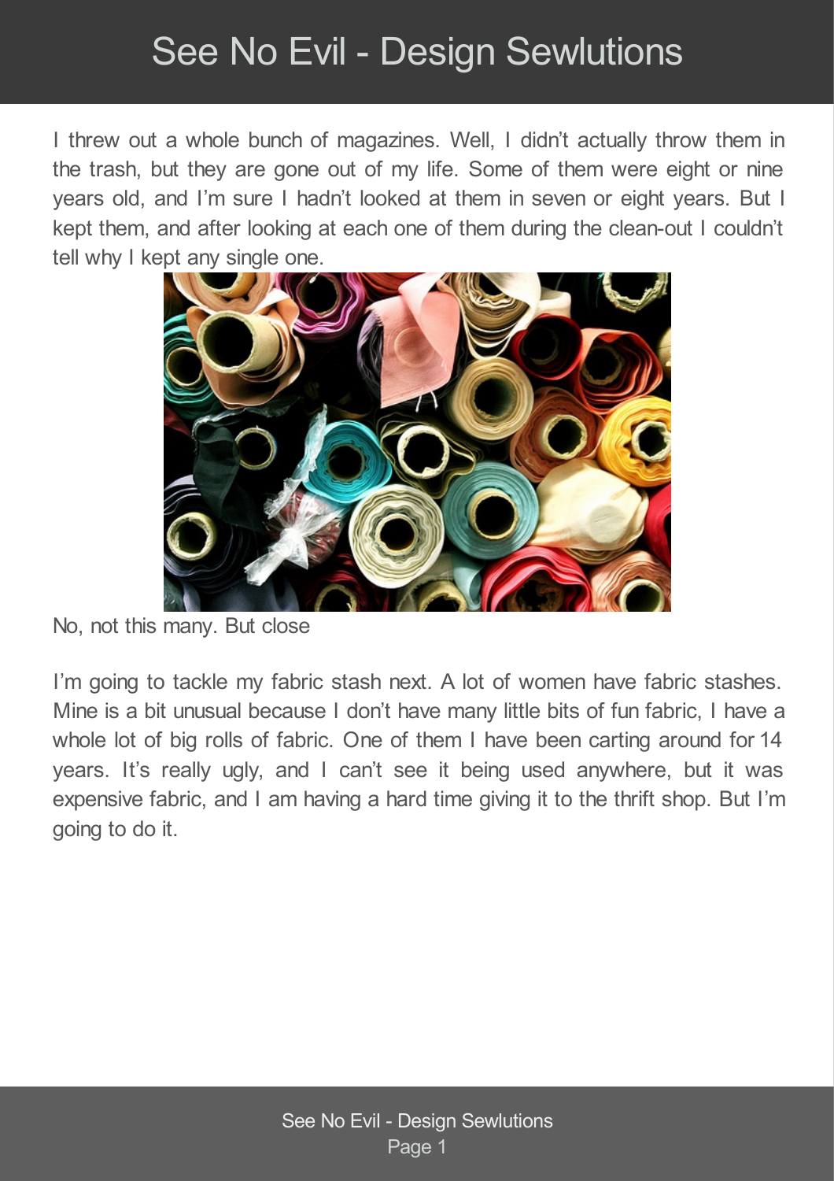I threw out a whole bunch of magazines. Well, I didn't actually throw them in the trash, but they are gone out of my life. Some of them were eight or nine years old, and I'm sure I hadn't looked at them in seven or eight years. But I kept them, and after looking at each one of them during the clean-out I couldn't tell why I kept any single one.

No, not this many. But close

I'm going to tackle my fabric stash next. A lot of women have fabric stashes. Mine is a bit unusual because I don't have many little bits of fun fabric, I have a whole lot of big rolls of fabric. One of them I have been carting around for 14 years. It's really ugly, and I can't see it being used anywhere, but it was expensive fabric, and I am having a hard time giving it to the thrift shop. But I'm going to do it.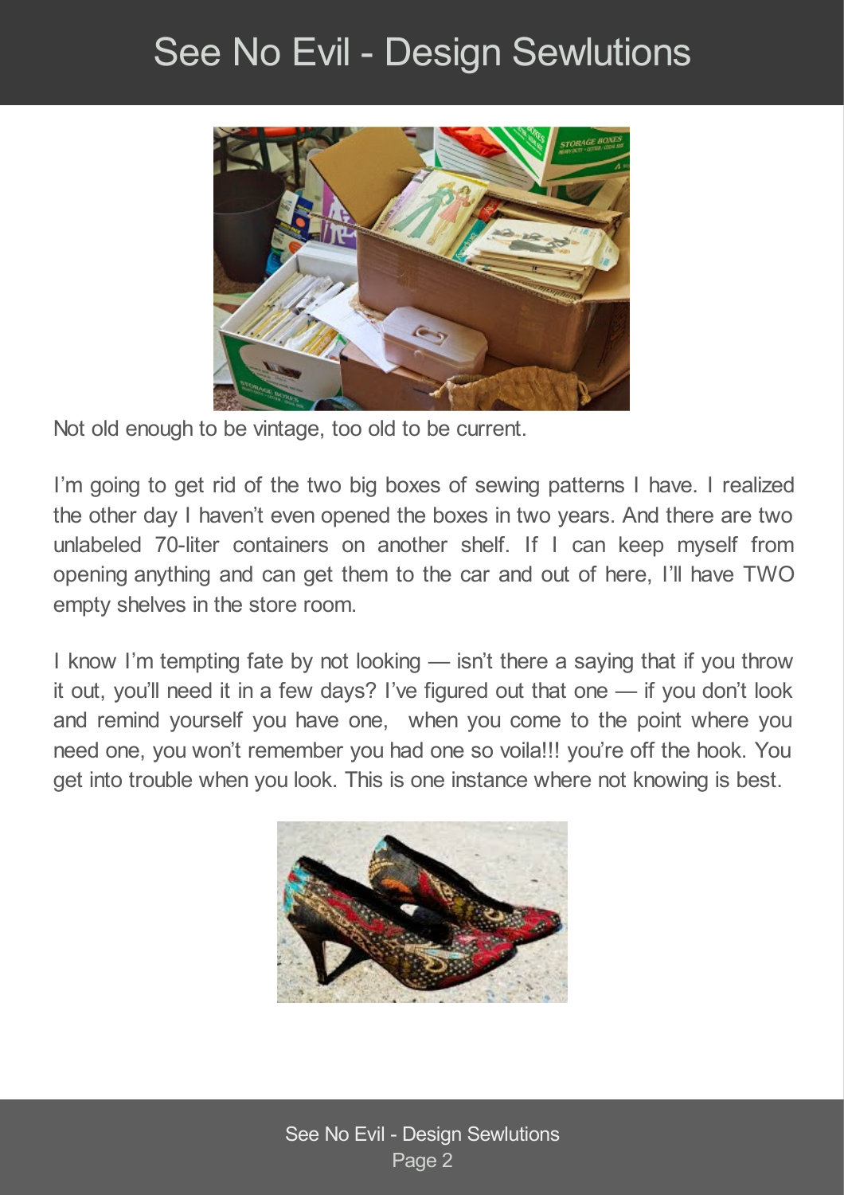Not old enough to be vintage, too old to be current.

I'm going to get rid of the two big boxes of sewing patterns I have. I realized the other day I haven't even opened the boxes in two years. And there are two unlabeled 70-liter containers on another shelf. If I can keep myself from opening anything and can get them to the car and out of here, I'll have TWO empty shelves in the store room.

I know I'm tempting fate by not looking — isn't there a saying that if you throw it out, you'll need it in a few days? I've figured out that one — if you don't look and remind yourself you have one, when you come to the point where you need one, you won't remember you had one so voila!!! you're off the hook. You get into trouble when you look. This is one instance where not knowing is best.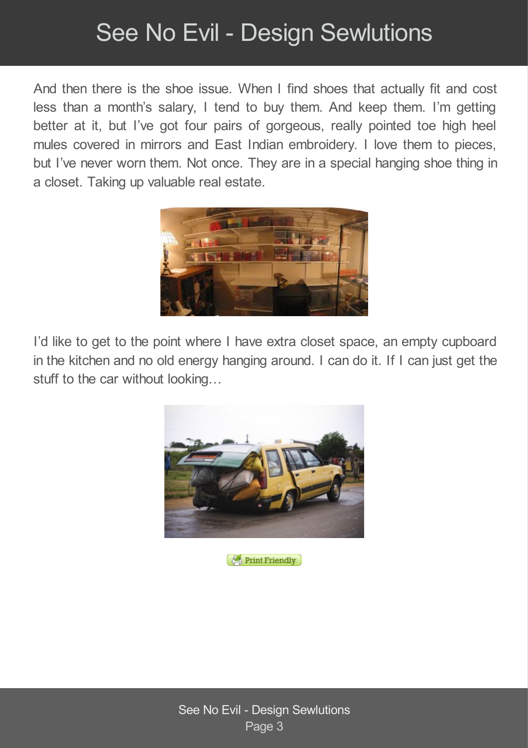And then there is the shoe issue. When I find shoes that actually fit and cost less than a month's salary, I tend to buy them. And keep them. I'm getting better at it, but I've got four pairs of gorgeous, really pointed toe high heel mules covered in mirrors and East Indian embroidery. I love them to pieces, but I've never worn them. Not once. They are in a special hanging shoe thing in a closet. Taking up valuable real estate.

I'd like to get to the point where I have extra closet space, an empty cupboard in the kitchen and no old energy hanging around. I can do it. If I can just get the stuff to the car without looking…